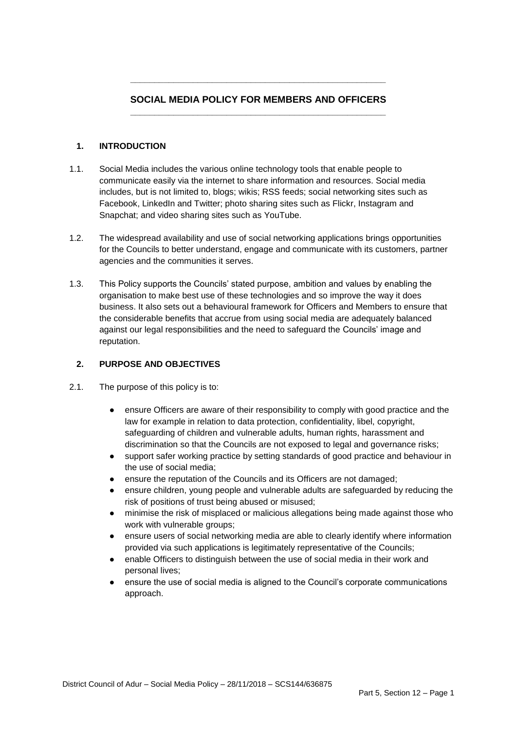# SOCIAL MEDIA POLICY FOR MEMBERS AND OFFICERS

## 1. INTRODUCTION

1.1. Social Media includes the various online technology tools that enable people to communicate easily via the internet to share information and resources. Social media includes, but is not limited to, blogs; wikis; RSS feeds; social networking sites such as Facebook, LinkedIn and Twitter; photo sharing sites such as Flickr, Instagram and Snapchat; and video sharing sites such as YouTube.

1.2. The widespread availability and use of social networking applications brings opportunities for the Councils to better understand, engage and communicate with its customers, partner agencies and the communities it serves.

1.3. This Policy supports the Councils' stated purpose, ambition and values by enabling the organisation to make best use of these technologies and so improve the way it does business. It also sets out a behavioural framework for Officers and Members to ensure that the considerable benefits that accrue from using social media are adequately balanced against our legal responsibilities and the need to safeguard the Councils' image and reputation.

## 2. PURPOSE AND OBJECTIVES

2.1. The purpose of this policy is to:

- ensure Officers are aware of their responsibility to comply with good practice and the law for example in relation to data protection, confidentiality, libel, copyright, safeguarding of children and vulnerable adults, human rights, harassment and discrimination so that the Councils are not exposed to legal and governance risks;
- support safer working practice by setting standards of good practice and behaviour in the use of social media;
- ensure the reputation of the Councils and its Officers are not damaged;
- ensure children, young people and vulnerable adults are safeguarded by reducing the risk of positions of trust being abused or misused;
- minimise the risk of misplaced or malicious allegations being made against those who work with vulnerable groups;
- ensure users of social networking media are able to clearly identify where information provided via such applications is legitimately representative of the Councils;
- enable Officers to distinguish between the use of social media in their work and personal lives;
- ensure the use of social media is aligned to the Council's corporate communications approach.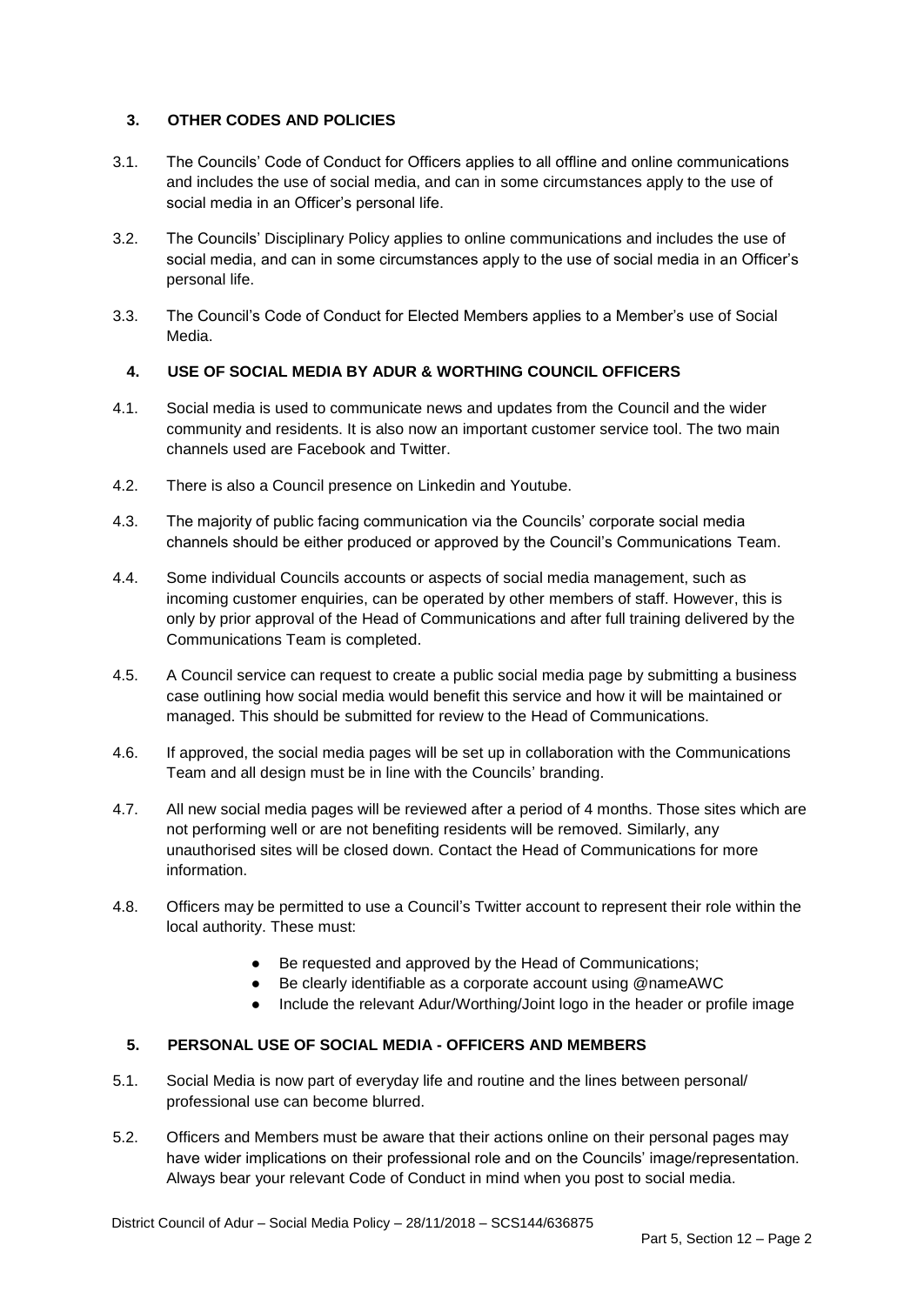## 3. OTHER CODES AND POLICIES

3.1. The Councils' Code of Conduct for Officers applies to all offline and online communications and includes the use of social media, and can in some circumstances apply to the use of social media in an Officer's personal life.

3.2. The Councils' Disciplinary Policy applies to online communications and includes the use of social media, and can in some circumstances apply to the use of social media in an Officer's personal life.

3.3. The Council's Code of Conduct for Elected Members applies to a Member's use of Social Media.

## 4. USE OF SOCIAL MEDIA BY ADUR & WORTHING COUNCIL OFFICERS

4.1. Social media is used to communicate news and updates from the Council and the wider community and residents. It is also now an important customer service tool. The two main channels used are Facebook and Twitter.

4.2. There is also a Council presence on Linkedin and Youtube.

4.3. The majority of public facing communication via the Councils' corporate social media channels should be either produced or approved by the Council's Communications Team.

4.4. Some individual Councils accounts or aspects of social media management, such as incoming customer enquiries, can be operated by other members of staff. However, this is only by prior approval of the Head of Communications and after full training delivered by the Communications Team is completed.

4.5. A Council service can request to create a public social media page by submitting a business case outlining how social media would benefit this service and how it will be maintained or managed. This should be submitted for review to the Head of Communications.

4.6. If approved, the social media pages will be set up in collaboration with the Communications Team and all design must be in line with the Councils' branding.

4.7. All new social media pages will be reviewed after a period of 4 months. Those sites which are not performing well or are not benefiting residents will be removed. Similarly, any unauthorised sites will be closed down. Contact the Head of Communications for more information.

4.8. Officers may be permitted to use a Council's Twitter account to represent their role within the local authority. These must:

- Be requested and approved by the Head of Communications;
- Be clearly identifiable as a corporate account using @nameAWC
- Include the relevant Adur/Worthing/Joint logo in the header or profile image

## 5. PERSONAL USE OF SOCIAL MEDIA - OFFICERS AND MEMBERS

5.1. Social Media is now part of everyday life and routine and the lines between personal/ professional use can become blurred.

5.2. Officers and Members must be aware that their actions online on their personal pages may have wider implications on their professional role and on the Councils' image/representation. Always bear your relevant Code of Conduct in mind when you post to social media.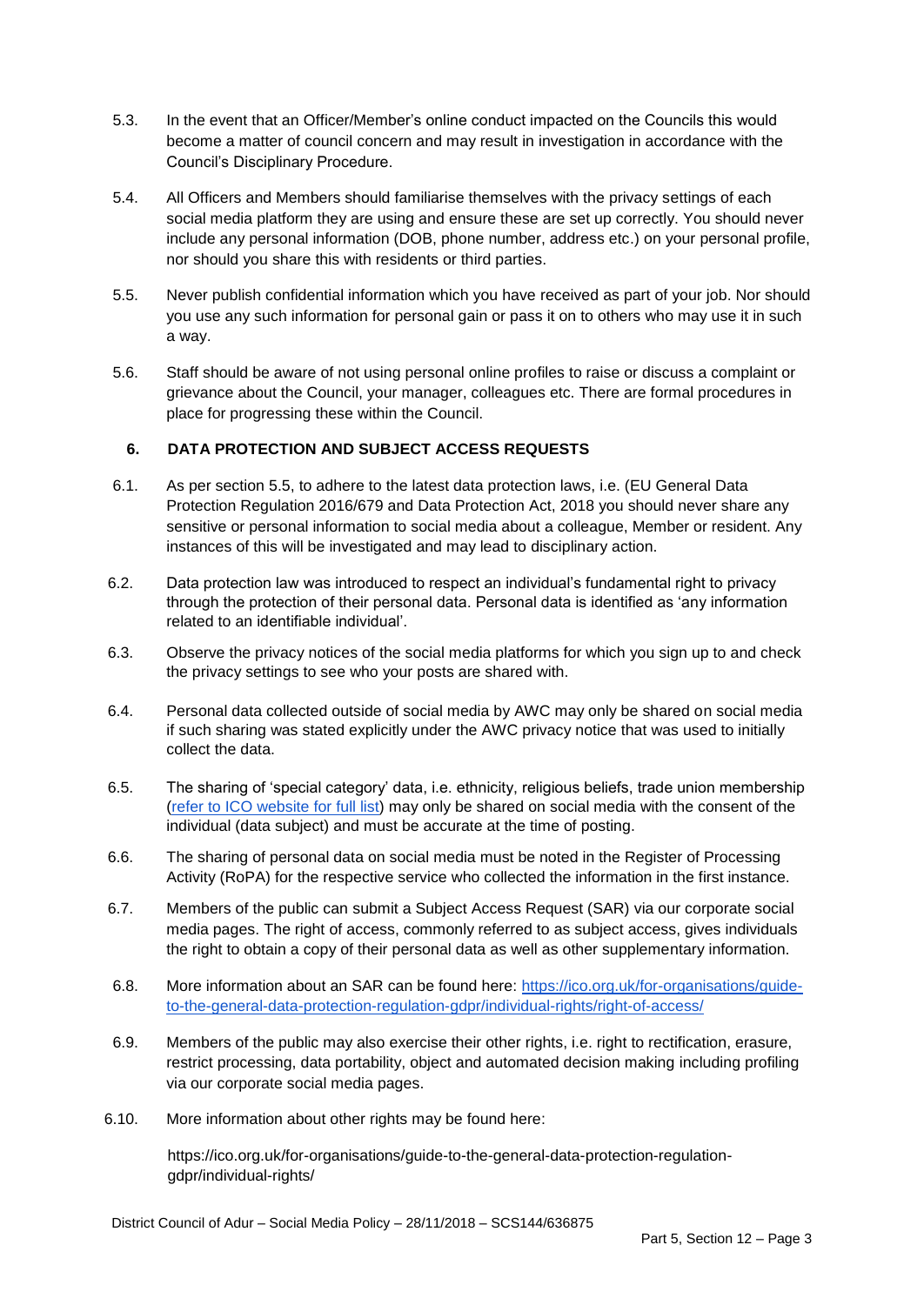5.3. In the event that an Officer/Member's online conduct impacted on the Councils this would become a matter of council concern and may result in investigation in accordance with the Council's Disciplinary Procedure.

5.4. All Officers and Members should familiarise themselves with the privacy settings of each social media platform they are using and ensure these are set up correctly. You should never include any personal information (DOB, phone number, address etc.) on your personal profile, nor should you share this with residents or third parties.

5.5. Never publish confidential information which you have received as part of your job. Nor should you use any such information for personal gain or pass it on to others who may use it in such a way.

5.6. Staff should be aware of not using personal online profiles to raise or discuss a complaint or grievance about the Council, your manager, colleagues etc. There are formal procedures in place for progressing these within the Council.

## 6. DATA PROTECTION AND SUBJECT ACCESS REQUESTS

6.1. As per section 5.5, to adhere to the latest data protection laws, i.e. (EU General Data Protection Regulation 2016/679 and Data Protection Act, 2018 you should never share any sensitive or personal information to social media about a colleague, Member or resident. Any instances of this will be investigated and may lead to disciplinary action.

6.2. Data protection law was introduced to respect an individual's fundamental right to privacy through the protection of their personal data. Personal data is identified as 'any information related to an identifiable individual'.

6.3. Observe the privacy notices of the social media platforms for which you sign up to and check the privacy settings to see who your posts are shared with.

6.4. Personal data collected outside of social media by AWC may only be shared on social media if such sharing was stated explicitly under the AWC privacy notice that was used to initially collect the data.

6.5. The sharing of 'special category' data, i.e. ethnicity, religious beliefs, trade union membership (refer to ICO website for full list) may only be shared on social media with the consent of the individual (data subject) and must be accurate at the time of posting.

6.6. The sharing of personal data on social media must be noted in the Register of Processing Activity (RoPA) for the respective service who collected the information in the first instance.

6.7. Members of the public can submit a Subject Access Request (SAR) via our corporate social media pages. The right of access, commonly referred to as subject access, gives individuals the right to obtain a copy of their personal data as well as other supplementary information.

6.8. More information about an SAR can be found here: https://ico.org.uk/for-organisations/guide-to-the-general-data-protection-regulation-gdpr/individual-rights/right-of-access/

6.9. Members of the public may also exercise their other rights, i.e. right to rectification, erasure, restrict processing, data portability, object and automated decision making including profiling via our corporate social media pages.

6.10. More information about other rights may be found here:

https://ico.org.uk/for-organisations/guide-to-the-general-data-protection-regulation-gdpr/individual-rights/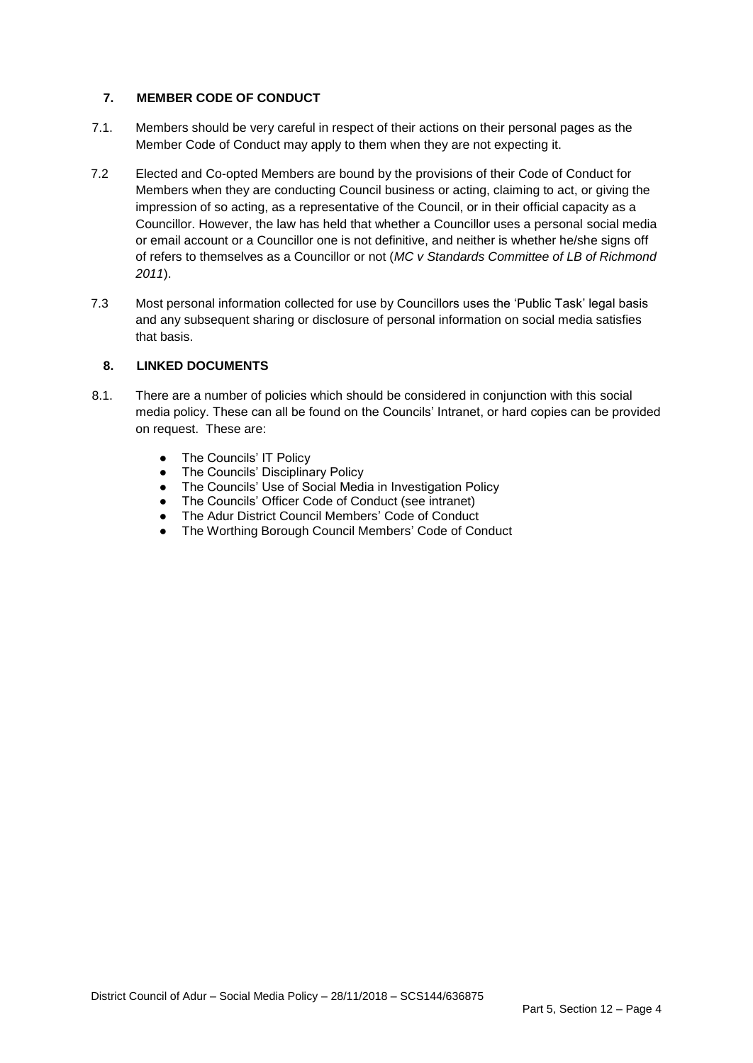## 7. MEMBER CODE OF CONDUCT

7.1. Members should be very careful in respect of their actions on their personal pages as the Member Code of Conduct may apply to them when they are not expecting it.

7.2 Elected and Co-opted Members are bound by the provisions of their Code of Conduct for Members when they are conducting Council business or acting, claiming to act, or giving the impression of so acting, as a representative of the Council, or in their official capacity as a Councillor. However, the law has held that whether a Councillor uses a personal social media or email account or a Councillor one is not definitive, and neither is whether he/she signs off of refers to themselves as a Councillor or not (*MC v Standards Committee of LB of Richmond 2011*).

7.3 Most personal information collected for use by Councillors uses the 'Public Task' legal basis and any subsequent sharing or disclosure of personal information on social media satisfies that basis.

## 8. LINKED DOCUMENTS

8.1. There are a number of policies which should be considered in conjunction with this social media policy. These can all be found on the Councils' Intranet, or hard copies can be provided on request. These are:

- The Councils' IT Policy
- The Councils' Disciplinary Policy
- The Councils' Use of Social Media in Investigation Policy
- The Councils' Officer Code of Conduct (see intranet)
- The Adur District Council Members' Code of Conduct
- The Worthing Borough Council Members' Code of Conduct